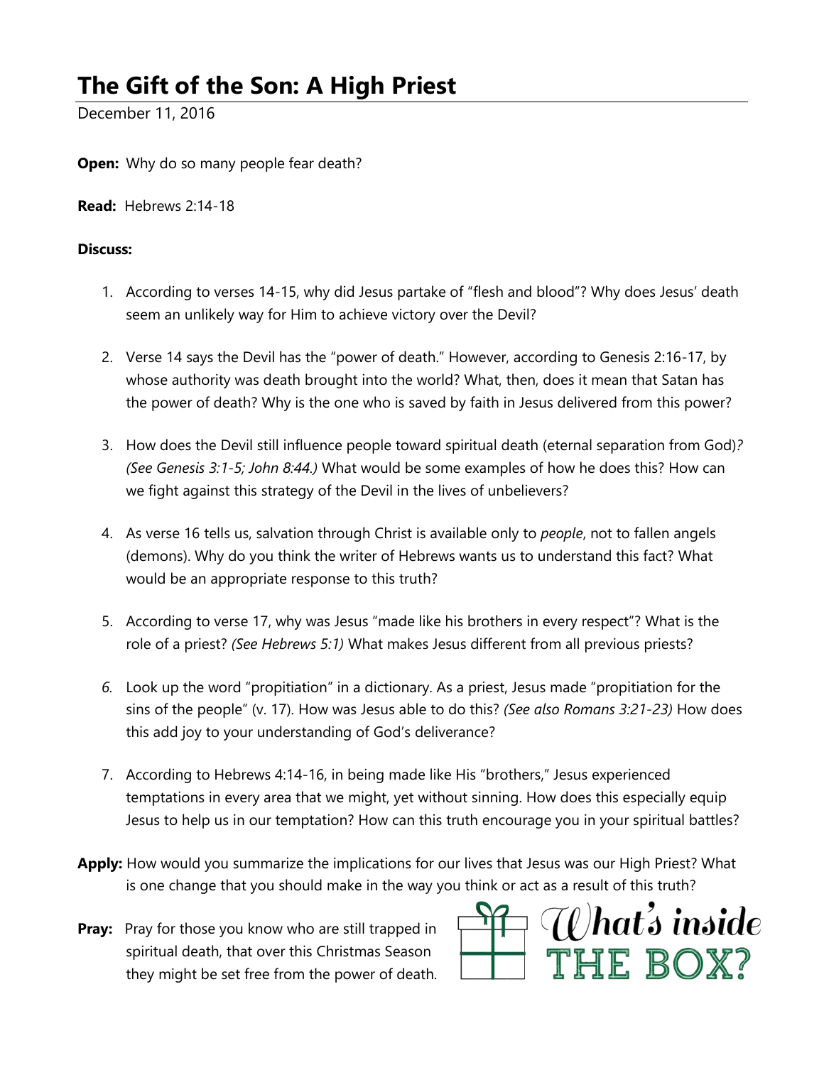# The Gift of the Son: A High Priest

December 11, 2016

**Open:** Why do so many people fear death?

**Read:** Hebrews 2:14-18

**Discuss:**

1. According to verses 14-15, why did Jesus partake of "flesh and blood"? Why does Jesus' death seem an unlikely way for Him to achieve victory over the Devil?

2. Verse 14 says the Devil has the "power of death." However, according to Genesis 2:16-17, by whose authority was death brought into the world? What, then, does it mean that Satan has the power of death? Why is the one who is saved by faith in Jesus delivered from this power?

3. How does the Devil still influence people toward spiritual death (eternal separation from God)? *(See Genesis 3:1-5; John 8:44.)* What would be some examples of how he does this? How can we fight against this strategy of the Devil in the lives of unbelievers?

4. As verse 16 tells us, salvation through Christ is available only to *people*, not to fallen angels (demons). Why do you think the writer of Hebrews wants us to understand this fact? What would be an appropriate response to this truth?

5. According to verse 17, why was Jesus "made like his brothers in every respect"? What is the role of a priest? *(See Hebrews 5:1)* What makes Jesus different from all previous priests?

6. Look up the word "propitiation" in a dictionary. As a priest, Jesus made "propitiation for the sins of the people" (v. 17). How was Jesus able to do this? *(See also Romans 3:21-23)* How does this add joy to your understanding of God's deliverance?

7. According to Hebrews 4:14-16, in being made like His "brothers," Jesus experienced temptations in every area that we might, yet without sinning. How does this especially equip Jesus to help us in our temptation? How can this truth encourage you in your spiritual battles?

**Apply:** How would you summarize the implications for our lives that Jesus was our High Priest? What is one change that you should make in the way you think or act as a result of this truth?

**Pray:** Pray for those you know who are still trapped in spiritual death, that over this Christmas Season they might be set free from the power of death.

What's inside THE BOX?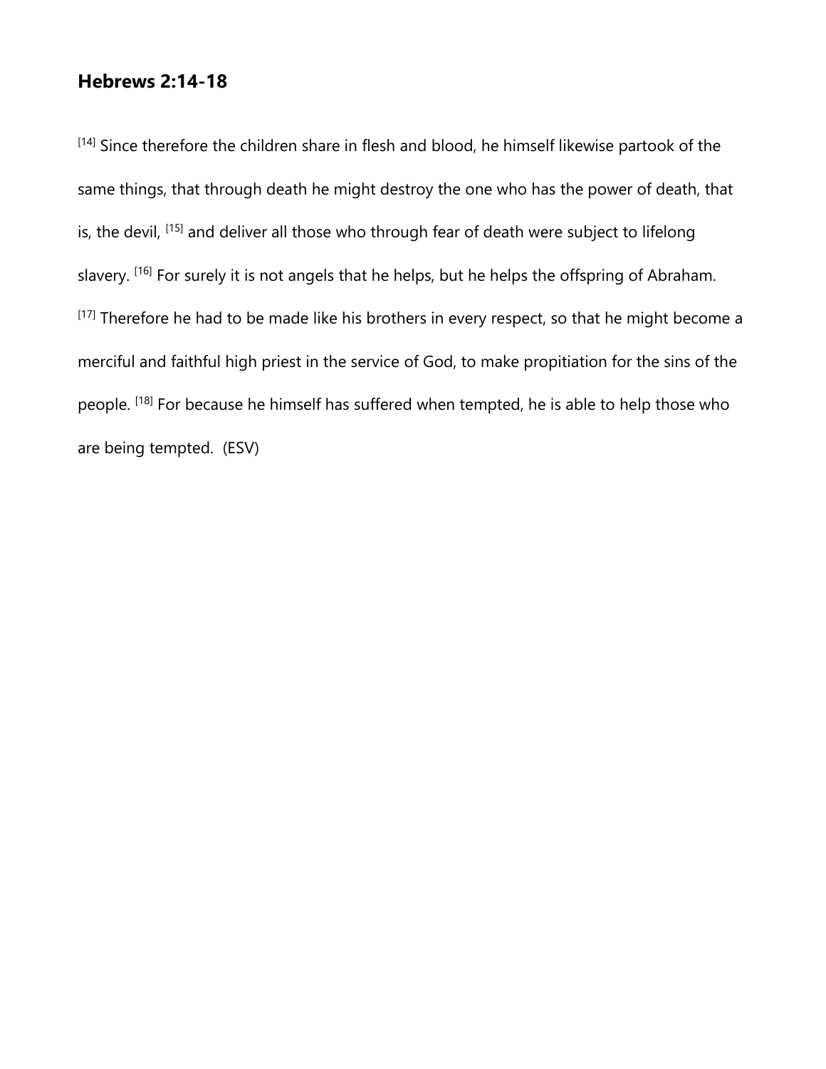## Hebrews 2:14-18

[14] Since therefore the children share in flesh and blood, he himself likewise partook of the same things, that through death he might destroy the one who has the power of death, that is, the devil, [15] and deliver all those who through fear of death were subject to lifelong slavery. [16] For surely it is not angels that he helps, but he helps the offspring of Abraham. [17] Therefore he had to be made like his brothers in every respect, so that he might become a merciful and faithful high priest in the service of God, to make propitiation for the sins of the people. [18] For because he himself has suffered when tempted, he is able to help those who are being tempted. (ESV)